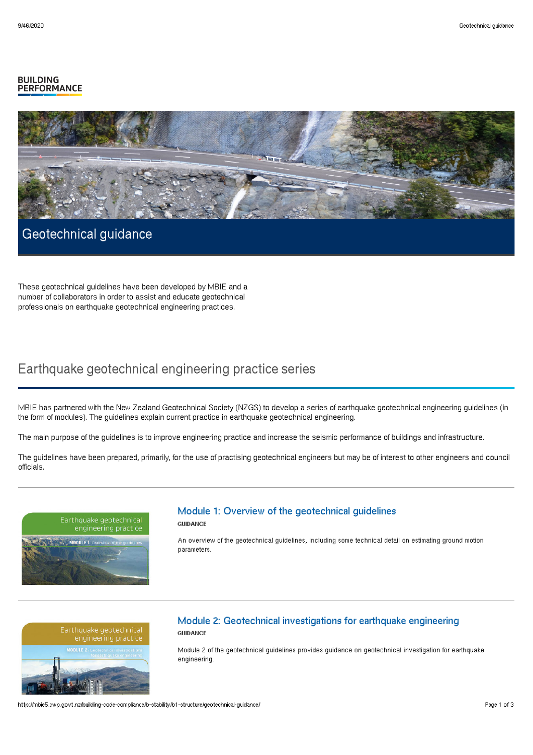BUILDING PERFORMANCE

# Geotechnical guidance

These geotechnical guidelines have been developed by MBIE and a number of collaborators in order to assist and educate geotechnical professionals on earthquake geotechnical engineering practices.

## Earthquake geotechnical engineering practice series

MBIE has partnered with the New Zealand Geotechnical Society (NZGS) to develop a series of earthquake geotechnical engineering guidelines (in the form of modules). The guidelines explain current practice in earthquake geotechnical engineering.

The main purpose of the guidelines is to improve engineering practice and increase the seismic performance of buildings and infrastructure.

The guidelines have been prepared, primarily, for the use of practising geotechnical engineers but may be of interest to other engineers and council officials.

---

### Module 1: Overview of the geotechnical guidelines

GUIDANCE

An overview of the geotechnical guidelines, including some technical detail on estimating ground motion parameters.

---

### Module 2: Geotechnical investigations for earthquake engineering

GUIDANCE

Module 2 of the geotechnical guidelines provides guidance on geotechnical investigation for earthquake engineering.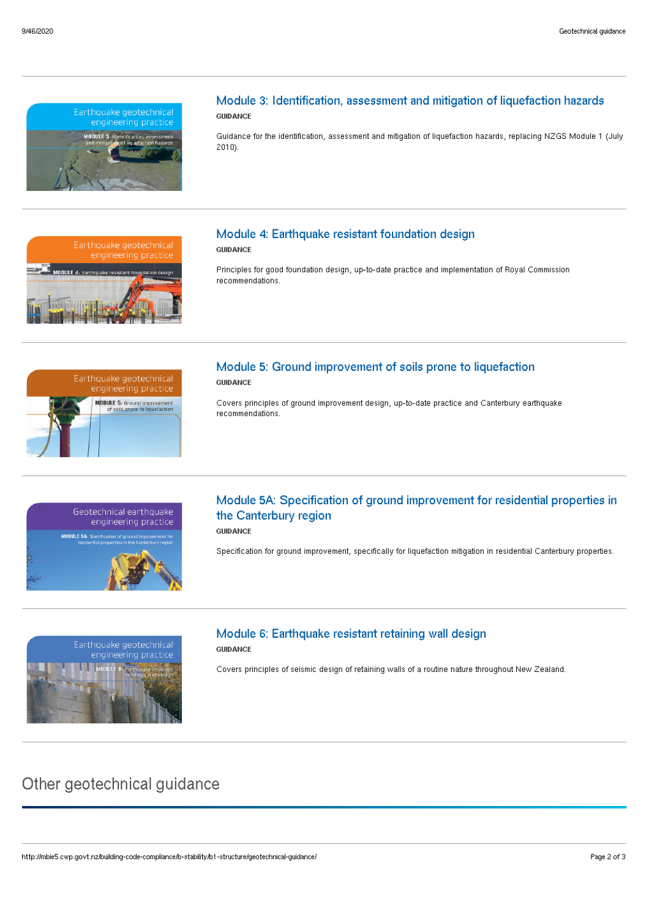## Module 3: Identification, assessment and mitigation of liquefaction hazards

GUIDANCE

Guidance for the identification, assessment and mitigation of liquefaction hazards, replacing NZGS Module 1 (July 2010).

## Module 4: Earthquake resistant foundation design

GUIDANCE

Principles for good foundation design, up-to-date practice and implementation of Royal Commission recommendations.

## Module 5: Ground improvement of soils prone to liquefaction

GUIDANCE

Covers principles of ground improvement design, up-to-date practice and Canterbury earthquake recommendations.

## Module 5A: Specification of ground improvement for residential properties in the Canterbury region

GUIDANCE

Specification for ground improvement, specifically for liquefaction mitigation in residential Canterbury properties.

## Module 6: Earthquake resistant retaining wall design

GUIDANCE

Covers principles of seismic design of retaining walls of a routine nature throughout New Zealand.

# Other geotechnical guidance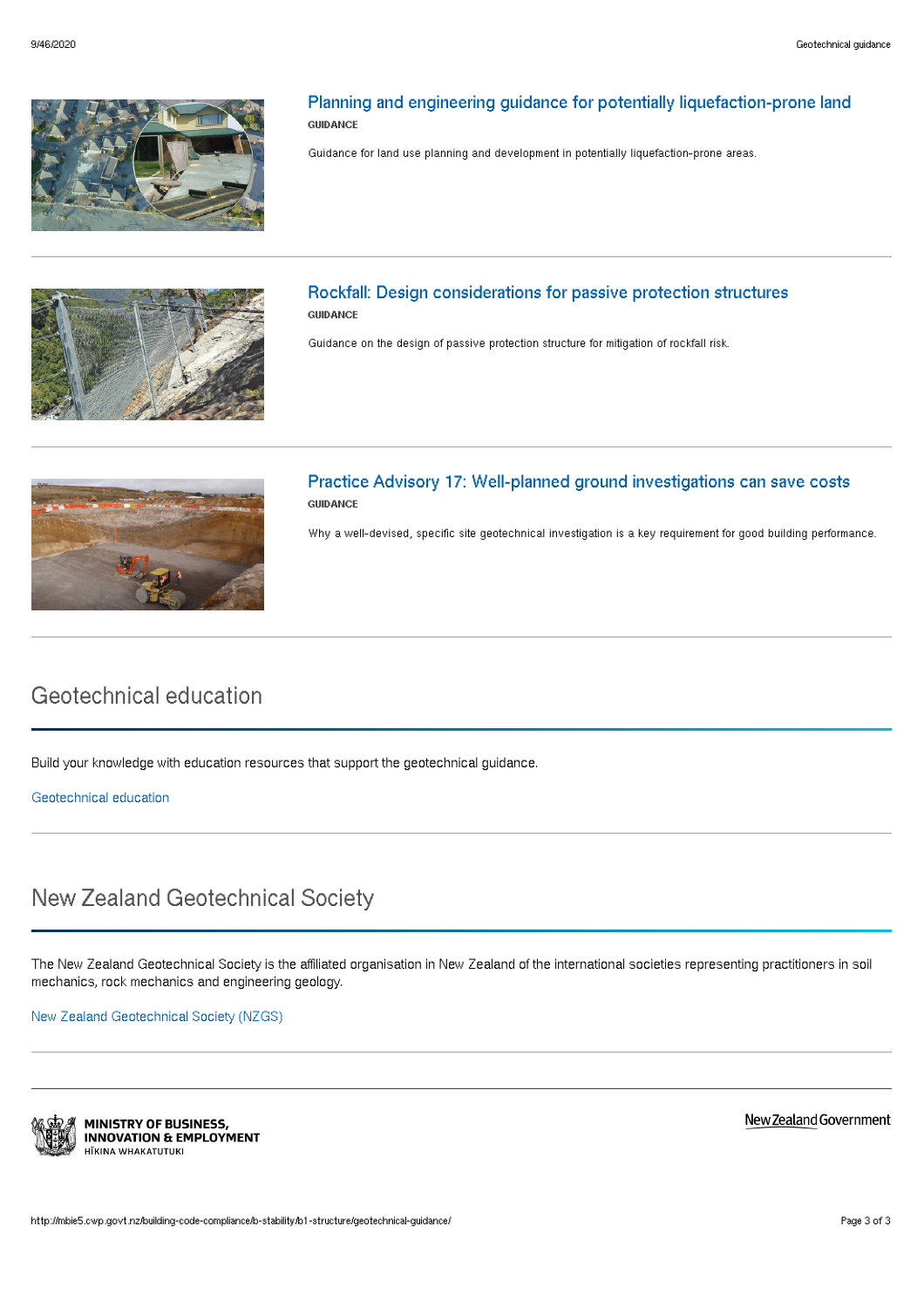### Planning and engineering guidance for potentially liquefaction-prone land

GUIDANCE

Guidance for land use planning and development in potentially liquefaction-prone areas.

### Rockfall: Design considerations for passive protection structures

GUIDANCE

Guidance on the design of passive protection structure for mitigation of rockfall risk.

### Practice Advisory 17: Well-planned ground investigations can save costs

GUIDANCE

Why a well-devised, specific site geotechnical investigation is a key requirement for good building performance.

## Geotechnical education

Build your knowledge with education resources that support the geotechnical guidance.

Geotechnical education

## New Zealand Geotechnical Society

The New Zealand Geotechnical Society is the affiliated organisation in New Zealand of the international societies representing practitioners in soil mechanics, rock mechanics and engineering geology.

New Zealand Geotechnical Society (NZGS)

MINISTRY OF BUSINESS, INNOVATION & EMPLOYMENT
HĪKINA WHAKATUTUKI

New Zealand Government